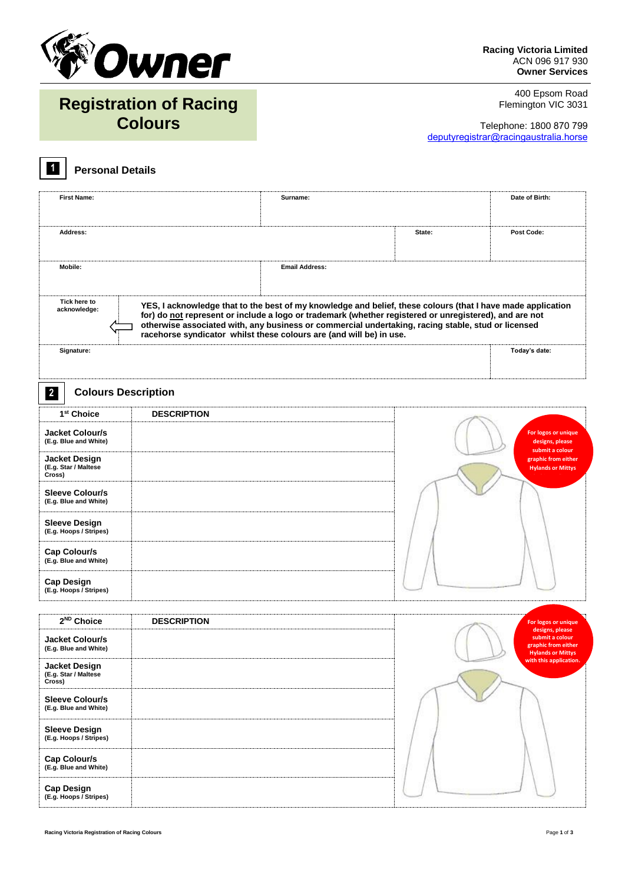**Racing Victoria Limited**
ACN 096 917 930
**Owner Services**

400 Epsom Road
Flemington VIC 3031

Telephone: 1800 870 799
deputyregistrar@racingaustralia.horse

# Registration of Racing Colours

## 1 Personal Details

| First Name: | | Surname: | | Date of Birth: |
|---|---|---|---|---|
| Address: | | | State: | Post Code: |
| Mobile: | | Email Address: | | |
| Tick here to acknowledge: | **YES, I acknowledge that to the best of my knowledge and belief, these colours (that I have made application for) do not represent or include a logo or trademark (whether registered or unregistered), and are not otherwise associated with, any business or commercial undertaking, racing stable, stud or licensed racehorse syndicator whilst these colours are (and will be) in use.** | | | |
| Signature: | | | | Today's date: |

## 2 Colours Description

| 1st Choice | DESCRIPTION |
|---|---|
| **Jacket Colour/s** (E.g. Blue and White) | |
| **Jacket Design** (E.g. Star / Maltese Cross) | |
| **Sleeve Colour/s** (E.g. Blue and White) | |
| **Sleeve Design** (E.g. Hoops / Stripes) | |
| **Cap Colour/s** (E.g. Blue and White) | |
| **Cap Design** (E.g. Hoops / Stripes) | |

For logos or unique designs, please submit a colour graphic from either Hylands or Mittys

| 2ND Choice | DESCRIPTION |
|---|---|
| **Jacket Colour/s** (E.g. Blue and White) | |
| **Jacket Design** (E.g. Star / Maltese Cross) | |
| **Sleeve Colour/s** (E.g. Blue and White) | |
| **Sleeve Design** (E.g. Hoops / Stripes) | |
| **Cap Colour/s** (E.g. Blue and White) | |
| **Cap Design** (E.g. Hoops / Stripes) | |

For logos or unique designs, please submit a colour graphic from either Hylands or Mittys with this application.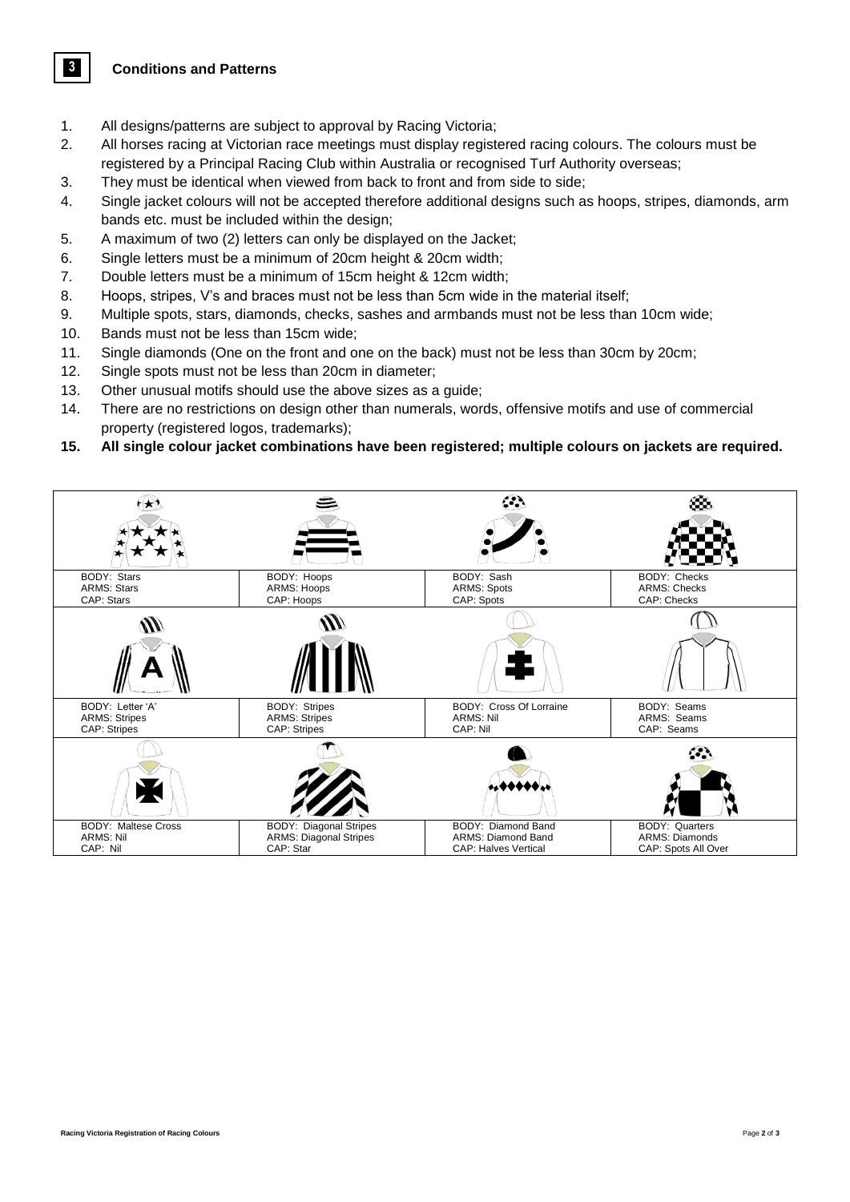## 3 Conditions and Patterns

1. All designs/patterns are subject to approval by Racing Victoria;
2. All horses racing at Victorian race meetings must display registered racing colours. The colours must be registered by a Principal Racing Club within Australia or recognised Turf Authority overseas;
3. They must be identical when viewed from back to front and from side to side;
4. Single jacket colours will not be accepted therefore additional designs such as hoops, stripes, diamonds, arm bands etc. must be included within the design;
5. A maximum of two (2) letters can only be displayed on the Jacket;
6. Single letters must be a minimum of 20cm height & 20cm width;
7. Double letters must be a minimum of 15cm height & 12cm width;
8. Hoops, stripes, V's and braces must not be less than 5cm wide in the material itself;
9. Multiple spots, stars, diamonds, checks, sashes and armbands must not be less than 10cm wide;
10. Bands must not be less than 15cm wide;
11. Single diamonds (One on the front and one on the back) must not be less than 30cm by 20cm;
12. Single spots must not be less than 20cm in diameter;
13. Other unusual motifs should use the above sizes as a guide;
14. There are no restrictions on design other than numerals, words, offensive motifs and use of commercial property (registered logos, trademarks);
15. **All single colour jacket combinations have been registered; multiple colours on jackets are required.**

| | | | |
|---|---|---|---|
| BODY: Stars<br>ARMS: Stars<br>CAP: Stars | BODY: Hoops<br>ARMS: Hoops<br>CAP: Hoops | BODY: Sash<br>ARMS: Spots<br>CAP: Spots | BODY: Checks<br>ARMS: Checks<br>CAP: Checks |
| BODY: Letter 'A'<br>ARMS: Stripes<br>CAP: Stripes | BODY: Stripes<br>ARMS: Stripes<br>CAP: Stripes | BODY: Cross Of Lorraine<br>ARMS: Nil<br>CAP: Nil | BODY: Seams<br>ARMS: Seams<br>CAP: Seams |
| BODY: Maltese Cross<br>ARMS: Nil<br>CAP: Nil | BODY: Diagonal Stripes<br>ARMS: Diagonal Stripes<br>CAP: Star | BODY: Diamond Band<br>ARMS: Diamond Band<br>CAP: Halves Vertical | BODY: Quarters<br>ARMS: Diamonds<br>CAP: Spots All Over |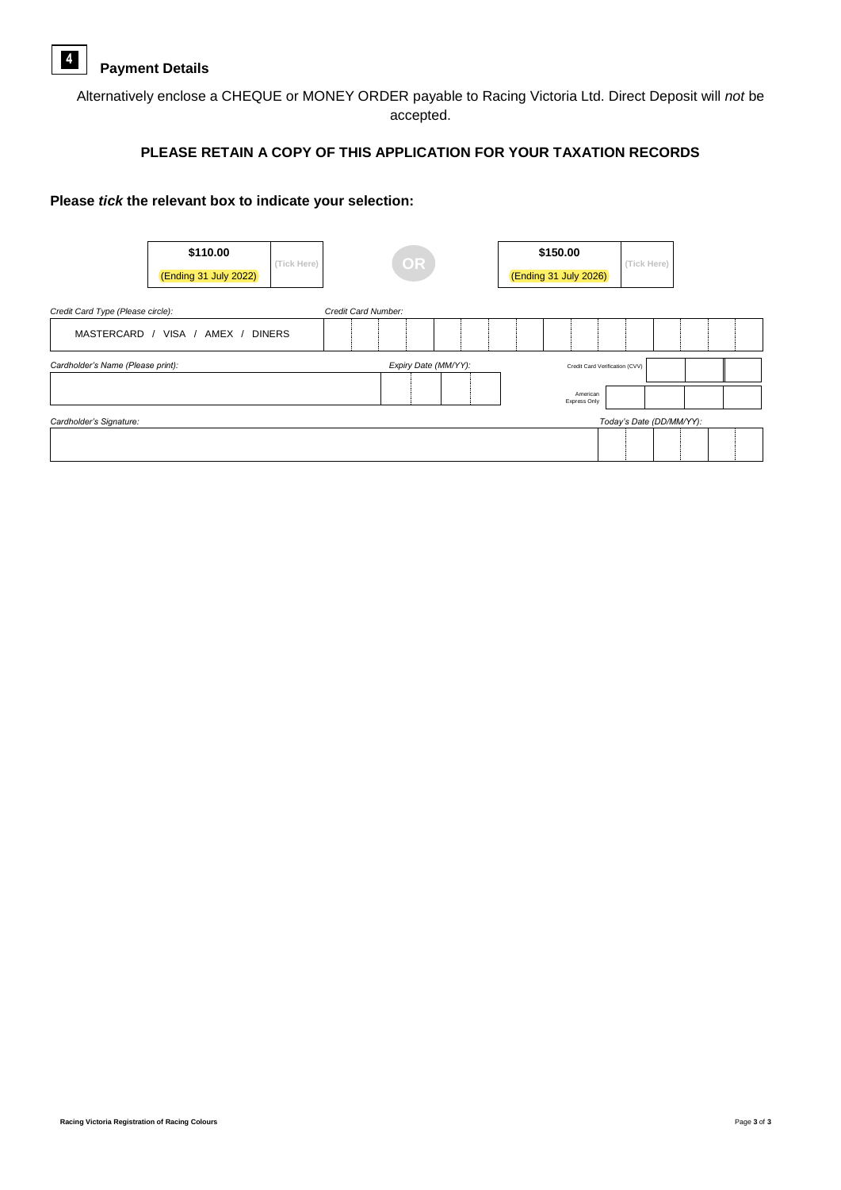## 4 Payment Details

Alternatively enclose a CHEQUE or MONEY ORDER payable to Racing Victoria Ltd. Direct Deposit will *not* be accepted.

**PLEASE RETAIN A COPY OF THIS APPLICATION FOR YOUR TAXATION RECORDS**

**Please *tick* the relevant box to indicate your selection:**

| | | | | |
|---|---|---|---|---|
| **\$110.00** (Ending 31 July 2022) | (Tick Here) | OR | **\$150.00** (Ending 31 July 2026) | (Tick Here) |

*Credit Card Type (Please circle):*

MASTERCARD / VISA / AMEX / DINERS

*Credit Card Number:*

*Cardholder's Name (Please print):*

*Expiry Date (MM/YY):*

Credit Card Verification (CVV)

American Express Only

*Cardholder's Signature:*

*Today's Date (DD/MM/YY):*